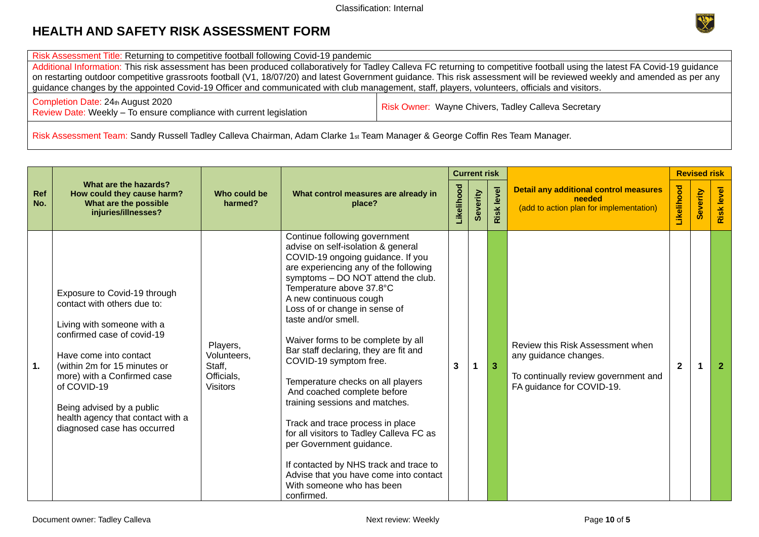# HEALTH AND SAFETY RISK ASSESSMENT FORM

| |
|---|
| Risk Assessment Title: Returning to competitive football following Covid-19 pandemic |
| Additional Information: This risk assessment has been produced collaboratively for Tadley Calleva FC returning to competitive football using the latest FA Covid-19 guidance on restarting outdoor competitive grassroots football (V1, 18/07/20) and latest Government guidance. This risk assessment will be reviewed weekly and amended as per any guidance changes by the appointed Covid-19 Officer and communicated with club management, staff, players, volunteers, officials and visitors. |

| | |
|---|---|
| Completion Date: 24th August 2020<br>Review Date: Weekly – To ensure compliance with current legislation | Risk Owner: Wayne Chivers, Tadley Calleva Secretary |

Risk Assessment Team: Sandy Russell Tadley Calleva Chairman, Adam Clarke 1st Team Manager & George Coffin Res Team Manager.

| Ref No. | What are the hazards? How could they cause harm? What are the possible injuries/illnesses? | Who could be harmed? | What control measures are already in place? | Current risk | | | Detail any additional control measures needed (add to action plan for implementation) | Revised risk | | |
|---|---|---|---|---|---|---|---|---|---|---|
| | | | | Likelihood | Severity | Risk level | | Likelihood | Severity | Risk level |
| **1.** | Exposure to Covid-19 through contact with others due to:<br><br>Living with someone with a confirmed case of covid-19<br><br>Have come into contact (within 2m for 15 minutes or more) with a Confirmed case of COVID-19<br><br>Being advised by a public health agency that contact with a diagnosed case has occurred | Players, Volunteers, Staff, Officials, Visitors | Continue following government advise on self-isolation & general COVID-19 ongoing guidance. If you are experiencing any of the following symptoms – DO NOT attend the club.<br>Temperature above 37.8°C<br>A new continuous cough<br>Loss of or change in sense of taste and/or smell.<br><br>Waiver forms to be complete by all Bar staff declaring, they are fit and COVID-19 symptom free.<br><br>Temperature checks on all players And coached complete before training sessions and matches.<br><br>Track and trace process in place for all visitors to Tadley Calleva FC as per Government guidance.<br><br>If contacted by NHS track and trace to Advise that you have come into contact With someone who has been confirmed. | **3** | **1** | **3** | Review this Risk Assessment when any guidance changes.<br><br>To continually review government and FA guidance for COVID-19. | **2** | **1** | **2** |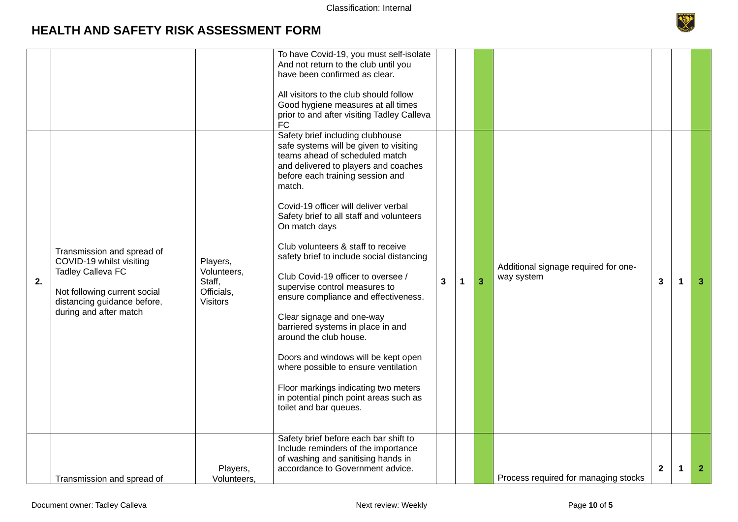# HEALTH AND SAFETY RISK ASSESSMENT FORM

| | | | | | | | | | | |
|---|---|---|---|---|---|---|---|---|---|---|
| | | | To have Covid-19, you must self-isolate And not return to the club until you have been confirmed as clear.<br><br>All visitors to the club should follow Good hygiene measures at all times prior to and after visiting Tadley Calleva FC | | | | | | | |
| 2. | Transmission and spread of COVID-19 whilst visiting Tadley Calleva FC<br><br>Not following current social distancing guidance before, during and after match | Players, Volunteers, Staff, Officials, Visitors | Safety brief including clubhouse safe systems will be given to visiting teams ahead of scheduled match and delivered to players and coaches before each training session and match.<br><br>Covid-19 officer will deliver verbal Safety brief to all staff and volunteers On match days<br><br>Club volunteers & staff to receive safety brief to include social distancing<br><br>Club Covid-19 officer to oversee / supervise control measures to ensure compliance and effectiveness.<br><br>Clear signage and one-way barriered systems in place in and around the club house.<br><br>Doors and windows will be kept open where possible to ensure ventilation<br><br>Floor markings indicating two meters in potential pinch point areas such as toilet and bar queues. | 3 | 1 | 3 | Additional signage required for one-way system | 3 | 1 | 3 |
| | Transmission and spread of | Players, Volunteers, | Safety brief before each bar shift to Include reminders of the importance of washing and sanitising hands in accordance to Government advice. | | | | Process required for managing stocks | 2 | 1 | 2 |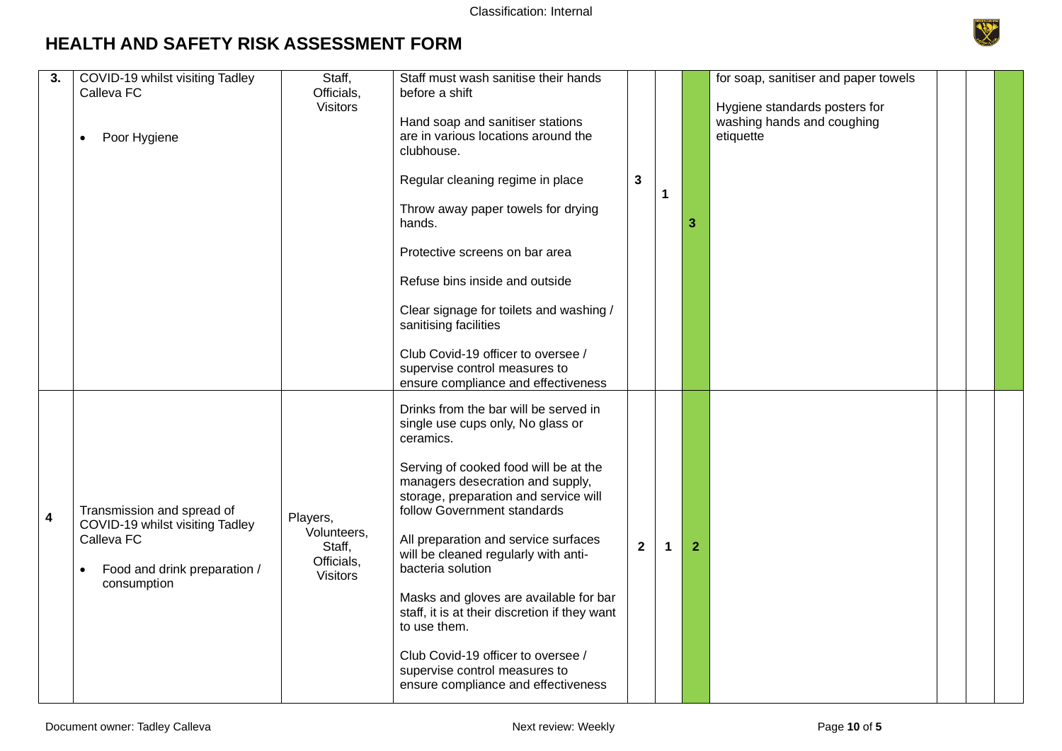# HEALTH AND SAFETY RISK ASSESSMENT FORM

| | | | | | | | | | | |
|---|---|---|---|---|---|---|---|---|---|---|
| **3.** | COVID-19 whilst visiting Tadley Calleva FC<br><br>• Poor Hygiene | Staff, Officials, Visitors | Staff must wash sanitise their hands before a shift<br><br>Hand soap and sanitiser stations are in various locations around the clubhouse.<br><br>Regular cleaning regime in place<br><br>Throw away paper towels for drying hands.<br><br>Protective screens on bar area<br><br>Refuse bins inside and outside<br><br>Clear signage for toilets and washing / sanitising facilities<br><br>Club Covid-19 officer to oversee / supervise control measures to ensure compliance and effectiveness | **3** | **1** | **3** | for soap, sanitiser and paper towels<br><br>Hygiene standards posters for washing hands and coughing etiquette | | | |
| **4** | Transmission and spread of COVID-19 whilst visiting Tadley Calleva FC<br><br>• Food and drink preparation / consumption | Players, Volunteers, Staff, Officials, Visitors | Drinks from the bar will be served in single use cups only, No glass or ceramics.<br><br>Serving of cooked food will be at the managers desecration and supply, storage, preparation and service will follow Government standards<br><br>All preparation and service surfaces will be cleaned regularly with anti-bacteria solution<br><br>Masks and gloves are available for bar staff, it is at their discretion if they want to use them.<br><br>Club Covid-19 officer to oversee / supervise control measures to ensure compliance and effectiveness | **2** | **1** | **2** | | | | |

Document owner: Tadley Calleva | Next review: Weekly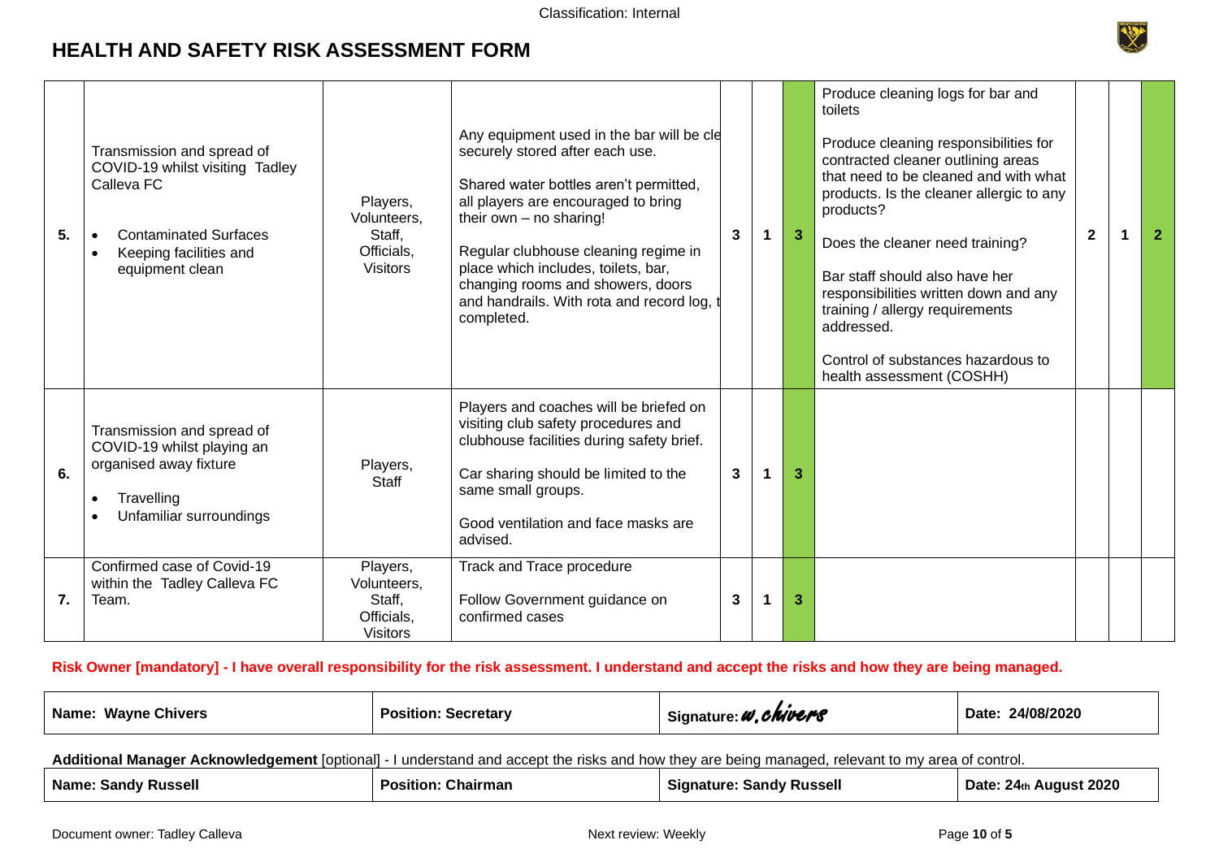# HEALTH AND SAFETY RISK ASSESSMENT FORM

| | | | | | | | | | | |
|---|---|---|---|---|---|---|---|---|---|---|
| 5. | Transmission and spread of COVID-19 whilst visiting Tadley Calleva FC<br>• Contaminated Surfaces<br>• Keeping facilities and equipment clean | Players, Volunteers, Staff, Officials, Visitors | Any equipment used in the bar will be cle securely stored after each use.<br><br>Shared water bottles aren't permitted, all players are encouraged to bring their own – no sharing!<br><br>Regular clubhouse cleaning regime in place which includes, toilets, bar, changing rooms and showers, doors and handrails. With rota and record log, t completed. | 3 | 1 | 3 | Produce cleaning logs for bar and toilets<br><br>Produce cleaning responsibilities for contracted cleaner outlining areas that need to be cleaned and with what products. Is the cleaner allergic to any products?<br><br>Does the cleaner need training?<br><br>Bar staff should also have her responsibilities written down and any training / allergy requirements addressed.<br><br>Control of substances hazardous to health assessment (COSHH) | 2 | 1 | 2 |
| 6. | Transmission and spread of COVID-19 whilst playing an organised away fixture<br>• Travelling<br>• Unfamiliar surroundings | Players, Staff | Players and coaches will be briefed on visiting club safety procedures and clubhouse facilities during safety brief.<br><br>Car sharing should be limited to the same small groups.<br><br>Good ventilation and face masks are advised. | 3 | 1 | 3 | | | | |
| 7. | Confirmed case of Covid-19 within the Tadley Calleva FC Team. | Players, Volunteers, Staff, Officials, Visitors | Track and Trace procedure<br><br>Follow Government guidance on confirmed cases | 3 | 1 | 3 | | | | |

**Risk Owner [mandatory] - I have overall responsibility for the risk assessment. I understand and accept the risks and how they are being managed.**

| Name: Wayne Chivers | Position: Secretary | Signature: *W. Chivers* | Date: 24/08/2020 |
|---|---|---|---|

**Additional Manager Acknowledgement** [optional] - I understand and accept the risks and how they are being managed, relevant to my area of control.

| Name: Sandy Russell | Position: Chairman | Signature: Sandy Russell | Date: 24th August 2020 |
|---|---|---|---|

Document owner: Tadley Calleva | Next review: Weekly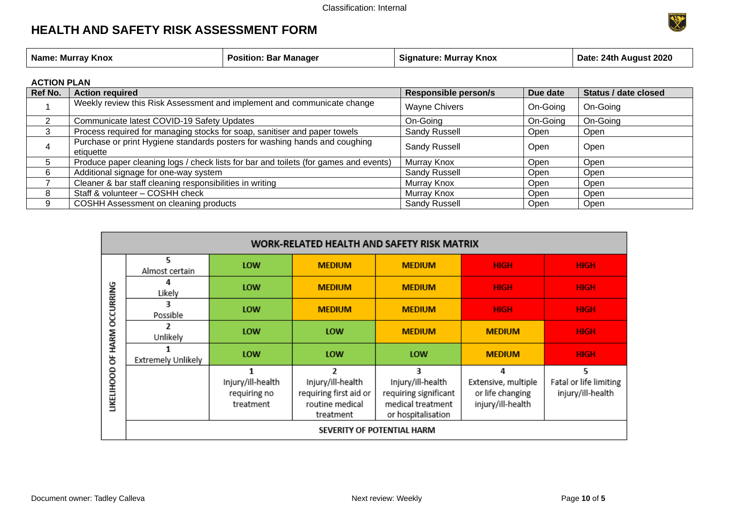Classification: Internal

# HEALTH AND SAFETY RISK ASSESSMENT FORM

| Name: Murray Knox | Position: Bar Manager | Signature: Murray Knox | Date: 24th August 2020 |
|---|---|---|---|

**ACTION PLAN**

| Ref No. | Action required | Responsible person/s | Due date | Status / date closed |
|---|---|---|---|---|
| 1 | Weekly review this Risk Assessment and implement and communicate change | Wayne Chivers | On-Going | On-Going |
| 2 | Communicate latest COVID-19 Safety Updates | On-Going | On-Going | On-Going |
| 3 | Process required for managing stocks for soap, sanitiser and paper towels | Sandy Russell | Open | Open |
| 4 | Purchase or print Hygiene standards posters for washing hands and coughing etiquette | Sandy Russell | Open | Open |
| 5 | Produce paper cleaning logs / check lists for bar and toilets (for games and events) | Murray Knox | Open | Open |
| 6 | Additional signage for one-way system | Sandy Russell | Open | Open |
| 7 | Cleaner & bar staff cleaning responsibilities in writing | Murray Knox | Open | Open |
| 8 | Staff & volunteer – COSHH check | Murray Knox | Open | Open |
| 9 | COSHH Assessment on cleaning products | Sandy Russell | Open | Open |

**WORK-RELATED HEALTH AND SAFETY RISK MATRIX**

| LIKELIHOOD OF HARM OCCURRING | | | | | |
|---|---|---|---|---|---|
| 5 Almost certain | LOW | MEDIUM | MEDIUM | HIGH | HIGH |
| 4 Likely | LOW | MEDIUM | MEDIUM | HIGH | HIGH |
| 3 Possible | LOW | MEDIUM | MEDIUM | HIGH | HIGH |
| 2 Unlikely | LOW | LOW | MEDIUM | MEDIUM | HIGH |
| 1 Extremely Unlikely | LOW | LOW | LOW | MEDIUM | HIGH |
| | 1 Injury/ill-health requiring no treatment | 2 Injury/ill-health requiring first aid or routine medical treatment | 3 Injury/ill-health requiring significant medical treatment or hospitalisation | 4 Extensive, multiple or life changing injury/ill-health | 5 Fatal or life limiting injury/ill-health |
| | SEVERITY OF POTENTIAL HARM | | | | |

Document owner: Tadley Calleva

Next review: Weekly